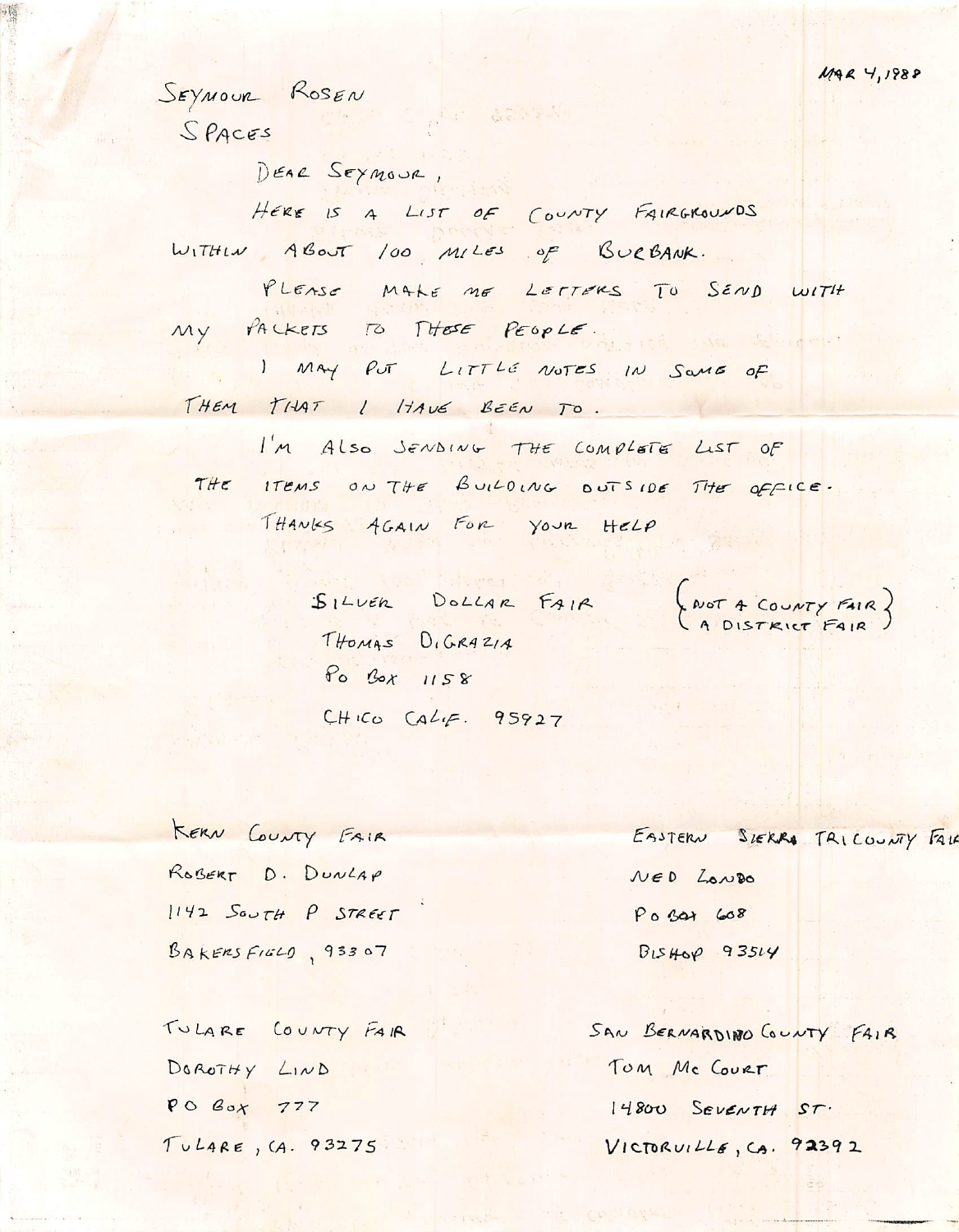MAR 4, 1988

SEYMOUR ROSEN
SPACES

DEAR SEYMOUR,

HERE IS A LIST OF COUNTY FAIRGROUNDS WITHIN ABOUT 100 MILES OF BURBANK.

PLEASE MAKE ME LETTERS TO SEND WITH MY PACKETS TO THESE PEOPLE.

I MAY PUT LITTLE NOTES IN SOME OF THEM THAT I HAVE BEEN TO.

I'M ALSO SENDING THE COMPLETE LIST OF THE ITEMS ON THE BUILDING OUTSIDE THE OFFICE.

THANKS AGAIN FOR YOUR HELP

SILVER DOLLAR FAIR (NOT A COUNTY FAIR, A DISTRICT FAIR)
THOMAS DiGRAZIA
PO BOX 1158
CHICO CALIF. 95927

KERN COUNTY FAIR
ROBERT D. DUNLAP
1142 SOUTH P STREET
BAKERSFIELD, 93307

EASTERN SIERRA TRICOUNTY FAIR
NED LONDO
PO BOX 608
BISHOP 93514

TULARE COUNTY FAIR
DOROTHY LIND
PO BOX 777
TULARE, CA. 93275

SAN BERNARDINO COUNTY FAIR
TOM Mc COURT
14800 SEVENTH ST.
VICTORVILLE, CA. 92392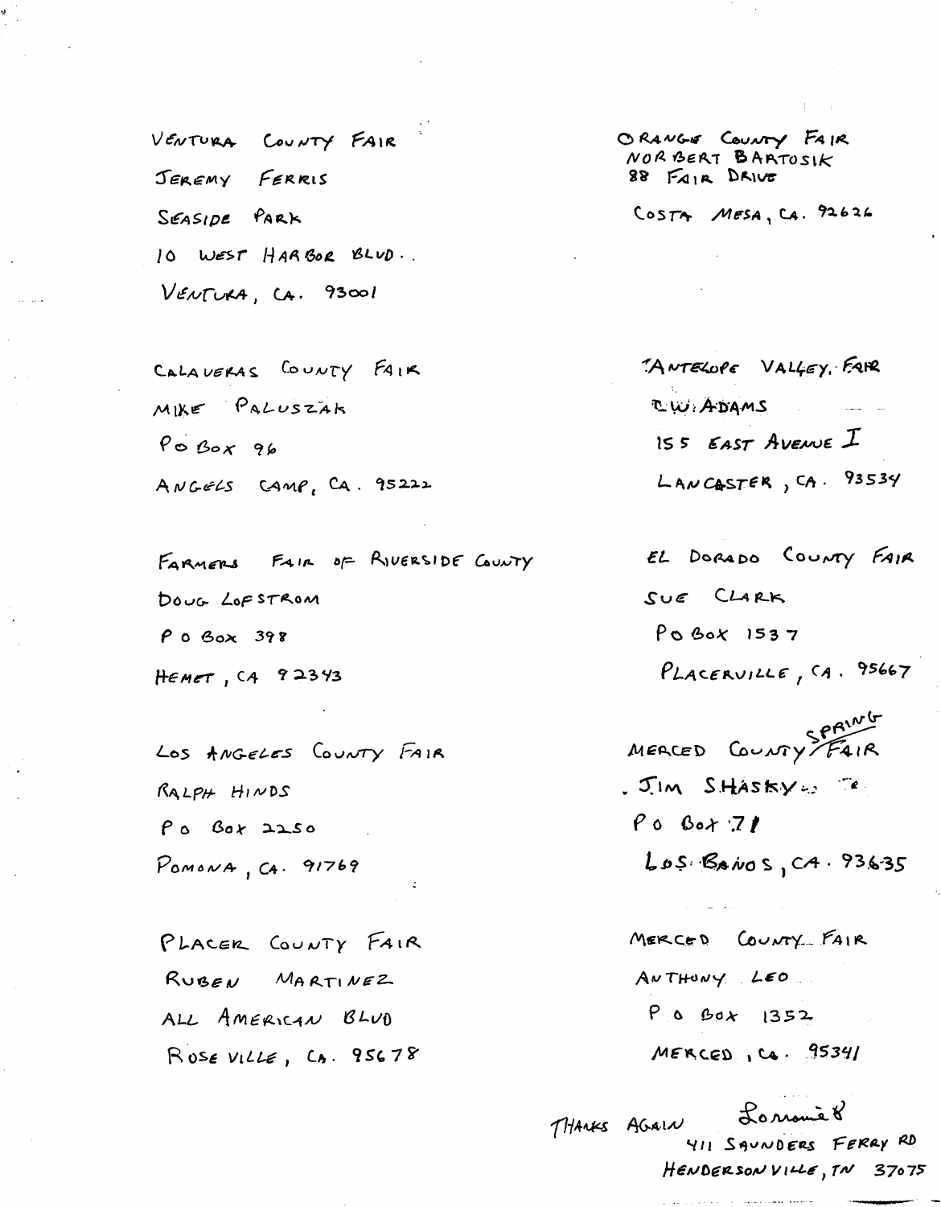VENTURA COUNTY FAIR
JEREMY FERRIS
SEASIDE PARK
10 WEST HARBOR BLVD..
VENTURA, CA. 93001

CALAVERAS COUNTY FAIR
MIKE PALUSZAK
PO BOX 96
ANGELS CAMP, CA. 95222

FARMERS FAIR OF RIVERSIDE COUNTY
DOUG LOFSTROM
P O BOX 398
HEMET, CA 92343

LOS ANGELES COUNTY FAIR
RALPH HINDS
P O BOX 2250
POMONA, CA. 91769

PLACER COUNTY FAIR
RUBEN MARTINEZ
ALL AMERICAN BLVD
ROSEVILLE, CA. 95678

ORANGE COUNTY FAIR
NORBERT BARTOSIK
88 FAIR DRIVE
COSTA MESA, CA. 92626

ANTELOPE VALLEY FAIR
C.W. ADAMS
155 EAST AVENUE I
LANCASTER, CA. 93534

EL DORADO COUNTY FAIR
SUE CLARK
PO BOX 1537
PLACERVILLE, CA. 95667

MERCED COUNTY SPRING FAIR
JIM SHASKY
P O BOX 71
LOS BANOS, CA. 93635

MERCED COUNTY FAIR
ANTHONY LEO
P O BOX 1352
MERCED, CA. 95341

THANKS AGAIN Lorraine

411 SAUNDERS FERRY RD
HENDERSONVILLE, TN 37075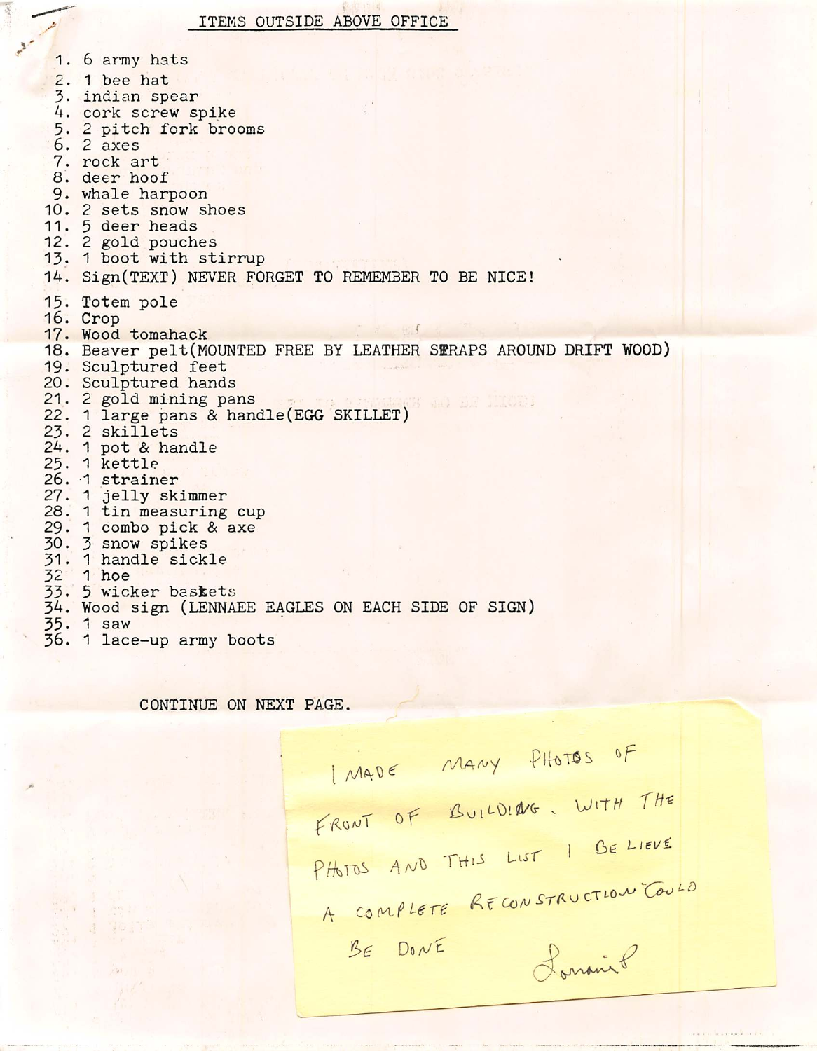## ITEMS OUTSIDE ABOVE OFFICE

1. 6 army hats
2. 1 bee hat
3. indian spear
4. cork screw spike
5. 2 pitch fork brooms
6. 2 axes
7. rock art
8. deer hoof
9. whale harpoon
10. 2 sets snow shoes
11. 5 deer heads
12. 2 gold pouches
13. 1 boot with stirrup
14. Sign(TEXT) NEVER FORGET TO REMEMBER TO BE NICE!
15. Totem pole
16. Crop
17. Wood tomahack
18. Beaver pelt(MOUNTED FREE BY LEATHER SERAPS AROUND DRIFT WOOD)
19. Sculptured feet
20. Sculptured hands
21. 2 gold mining pans
22. 1 large pans & handle(EGG SKILLET)
23. 2 skillets
24. 1 pot & handle
25. 1 kettle
26. 1 strainer
27. 1 jelly skimmer
28. 1 tin measuring cup
29. 1 combo pick & axe
30. 3 snow spikes
31. 1 handle sickle
32. 1 hoe
33. 5 wicker baskets
34. Wood sign (LENNAEE EAGLES ON EACH SIDE OF SIGN)
35. 1 saw
36. 1 lace-up army boots

CONTINUE ON NEXT PAGE.

I MADE MANY PHOTOS OF FRONT OF BUILDING. WITH THE PHOTOS AND THIS LIST I BELIEVE A COMPLETE RECONSTRUCTION COULD BE DONE

Lorraine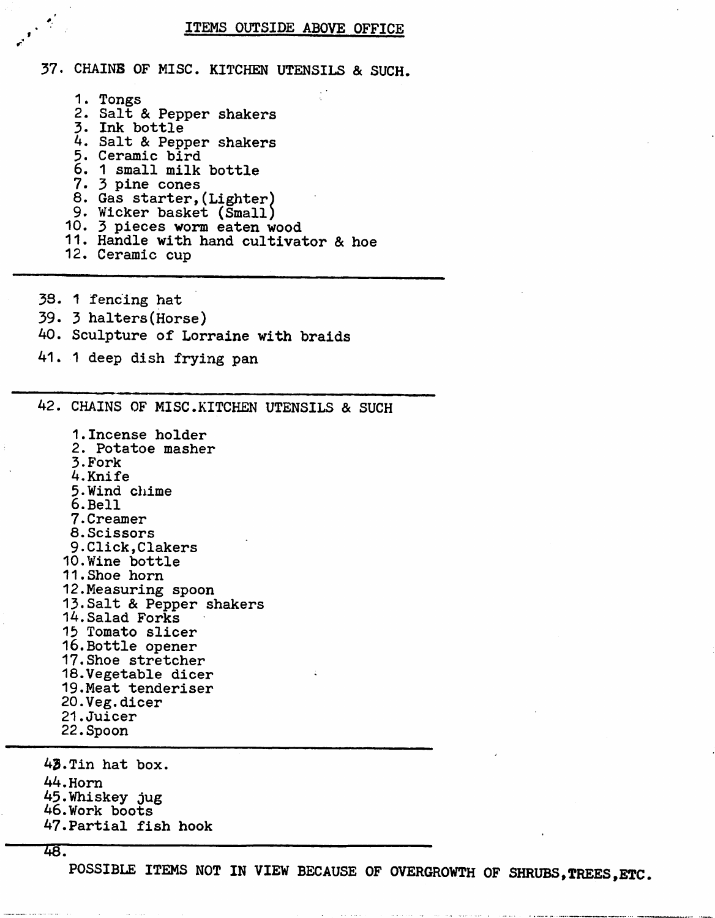## ITEMS OUTSIDE ABOVE OFFICE

37. CHAINS OF MISC. KITCHEN UTENSILS & SUCH.

    1. Tongs
    2. Salt & Pepper shakers
    3. Ink bottle
    4. Salt & Pepper shakers
    5. Ceramic bird
    6. 1 small milk bottle
    7. 3 pine cones
    8. Gas starter,(Lighter)
    9. Wicker basket (Small)
    10. 3 pieces worm eaten wood
    11. Handle with hand cultivator & hoe
    12. Ceramic cup

---

38. 1 fencing hat
39. 3 halters(Horse)
40. Sculpture of Lorraine with braids
41. 1 deep dish frying pan

---

42. CHAINS OF MISC.KITCHEN UTENSILS & SUCH

    1. Incense holder
    2. Potatoe masher
    3. Fork
    4. Knife
    5. Wind chime
    6. Bell
    7. Creamer
    8. Scissors
    9. Click,Clakers
    10. Wine bottle
    11. Shoe horn
    12. Measuring spoon
    13. Salt & Pepper shakers
    14. Salad Forks
    15. Tomato slicer
    16. Bottle opener
    17. Shoe stretcher
    18. Vegetable dicer
    19. Meat tenderiser
    20. Veg.dicer
    21. Juicer
    22. Spoon

---

43. Tin hat box.
44. Horn
45. Whiskey jug
46. Work boots
47. Partial fish hook

---

48.
POSSIBLE ITEMS NOT IN VIEW BECAUSE OF OVERGROWTH OF SHRUBS,TREES,ETC.